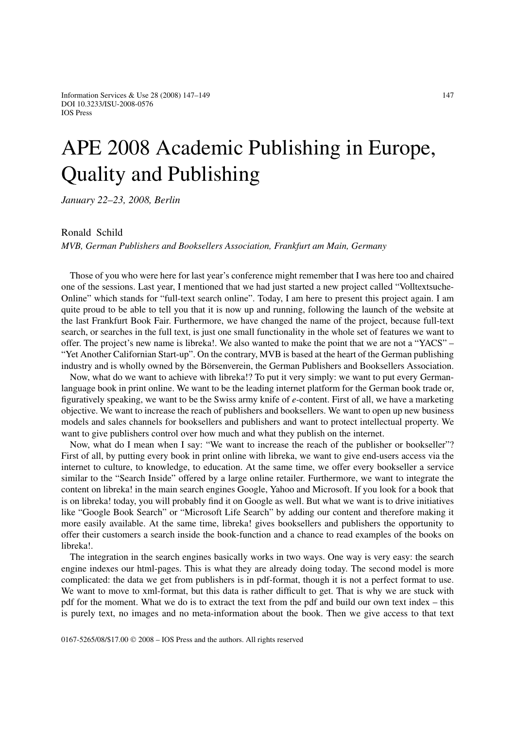# APE 2008 Academic Publishing in Europe, Quality and Publishing

*January 22–23, 2008, Berlin*

Ronald Schild

*MVB, German Publishers and Booksellers Association, Frankfurt am Main, Germany*

Those of you who were here for last year's conference might remember that I was here too and chaired one of the sessions. Last year, I mentioned that we had just started a new project called "Volltextsuche-Online" which stands for "full-text search online". Today, I am here to present this project again. I am quite proud to be able to tell you that it is now up and running, following the launch of the website at the last Frankfurt Book Fair. Furthermore, we have changed the name of the project, because full-text search, or searches in the full text, is just one small functionality in the whole set of features we want to offer. The project's new name is libreka!. We also wanted to make the point that we are not a "YACS" – "Yet Another Californian Start-up". On the contrary, MVB is based at the heart of the German publishing industry and is wholly owned by the Börsenverein, the German Publishers and Booksellers Association.

Now, what do we want to achieve with libreka!? To put it very simply: we want to put every German-language book in print online. We want to be the leading internet platform for the German book trade or, figuratively speaking, we want to be the Swiss army knife of *e*-content. First of all, we have a marketing objective. We want to increase the reach of publishers and booksellers. We want to open up new business models and sales channels for booksellers and publishers and want to protect intellectual property. We want to give publishers control over how much and what they publish on the internet.

Now, what do I mean when I say: "We want to increase the reach of the publisher or bookseller"? First of all, by putting every book in print online with libreka, we want to give end-users access via the internet to culture, to knowledge, to education. At the same time, we offer every bookseller a service similar to the "Search Inside" offered by a large online retailer. Furthermore, we want to integrate the content on libreka! in the main search engines Google, Yahoo and Microsoft. If you look for a book that is on libreka! today, you will probably find it on Google as well. But what we want is to drive initiatives like "Google Book Search" or "Microsoft Life Search" by adding our content and therefore making it more easily available. At the same time, libreka! gives booksellers and publishers the opportunity to offer their customers a search inside the book-function and a chance to read examples of the books on libreka!.

The integration in the search engines basically works in two ways. One way is very easy: the search engine indexes our html-pages. This is what they are already doing today. The second model is more complicated: the data we get from publishers is in pdf-format, though it is not a perfect format to use. We want to move to xml-format, but this data is rather difficult to get. That is why we are stuck with pdf for the moment. What we do is to extract the text from the pdf and build our own text index – this is purely text, no images and no meta-information about the book. Then we give access to that text

0167-5265/08/$17.00 © 2008 – IOS Press and the authors. All rights reserved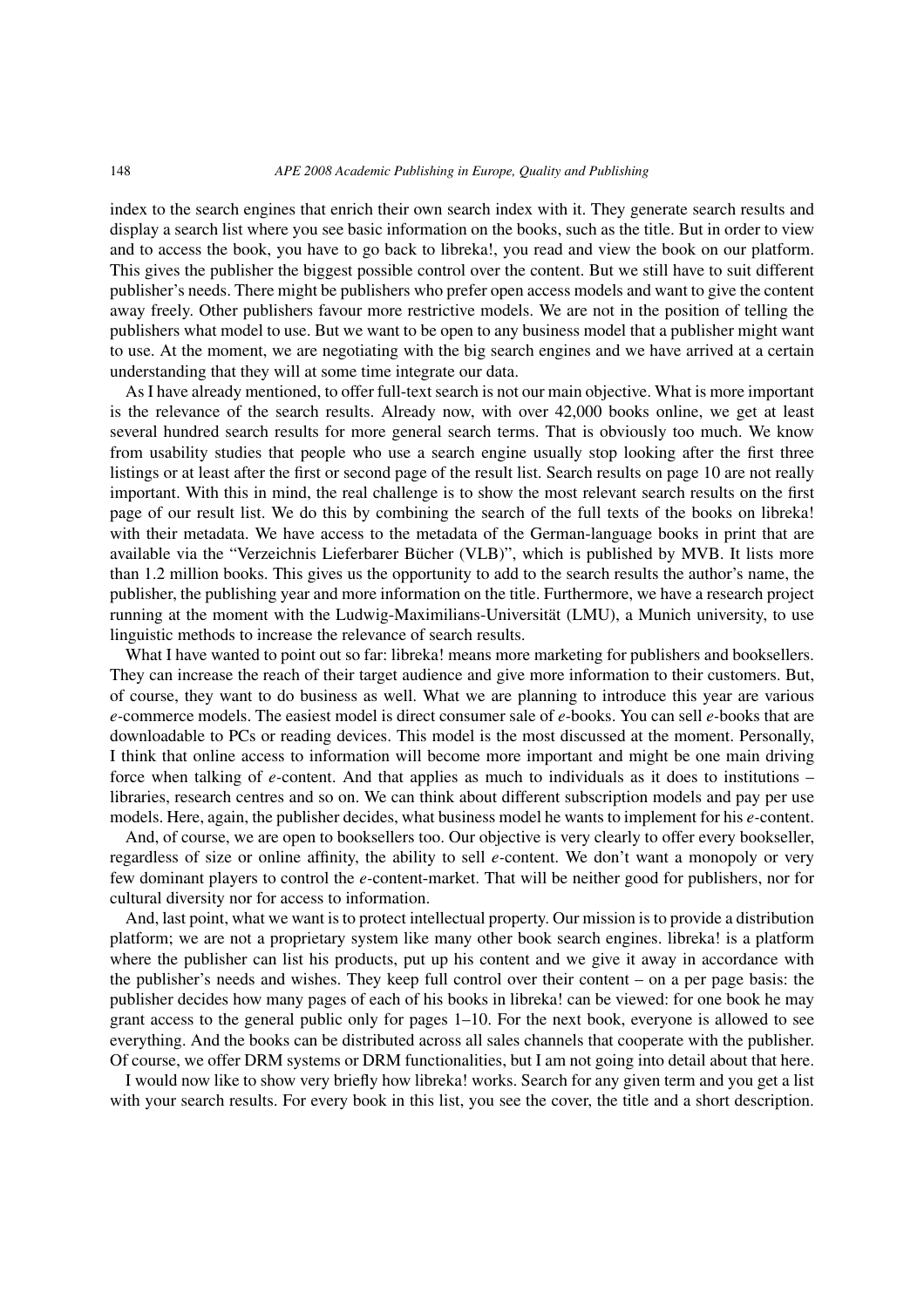index to the search engines that enrich their own search index with it. They generate search results and display a search list where you see basic information on the books, such as the title. But in order to view and to access the book, you have to go back to libreka!, you read and view the book on our platform. This gives the publisher the biggest possible control over the content. But we still have to suit different publisher's needs. There might be publishers who prefer open access models and want to give the content away freely. Other publishers favour more restrictive models. We are not in the position of telling the publishers what model to use. But we want to be open to any business model that a publisher might want to use. At the moment, we are negotiating with the big search engines and we have arrived at a certain understanding that they will at some time integrate our data.

As I have already mentioned, to offer full-text search is not our main objective. What is more important is the relevance of the search results. Already now, with over 42,000 books online, we get at least several hundred search results for more general search terms. That is obviously too much. We know from usability studies that people who use a search engine usually stop looking after the first three listings or at least after the first or second page of the result list. Search results on page 10 are not really important. With this in mind, the real challenge is to show the most relevant search results on the first page of our result list. We do this by combining the search of the full texts of the books on libreka! with their metadata. We have access to the metadata of the German-language books in print that are available via the "Verzeichnis Lieferbarer Bücher (VLB)", which is published by MVB. It lists more than 1.2 million books. This gives us the opportunity to add to the search results the author's name, the publisher, the publishing year and more information on the title. Furthermore, we have a research project running at the moment with the Ludwig-Maximilians-Universität (LMU), a Munich university, to use linguistic methods to increase the relevance of search results.

What I have wanted to point out so far: libreka! means more marketing for publishers and booksellers. They can increase the reach of their target audience and give more information to their customers. But, of course, they want to do business as well. What we are planning to introduce this year are various *e*-commerce models. The easiest model is direct consumer sale of *e*-books. You can sell *e*-books that are downloadable to PCs or reading devices. This model is the most discussed at the moment. Personally, I think that online access to information will become more important and might be one main driving force when talking of *e*-content. And that applies as much to individuals as it does to institutions – libraries, research centres and so on. We can think about different subscription models and pay per use models. Here, again, the publisher decides, what business model he wants to implement for his *e*-content.

And, of course, we are open to booksellers too. Our objective is very clearly to offer every bookseller, regardless of size or online affinity, the ability to sell *e*-content. We don't want a monopoly or very few dominant players to control the *e*-content-market. That will be neither good for publishers, nor for cultural diversity nor for access to information.

And, last point, what we want is to protect intellectual property. Our mission is to provide a distribution platform; we are not a proprietary system like many other book search engines. libreka! is a platform where the publisher can list his products, put up his content and we give it away in accordance with the publisher's needs and wishes. They keep full control over their content – on a per page basis: the publisher decides how many pages of each of his books in libreka! can be viewed: for one book he may grant access to the general public only for pages 1–10. For the next book, everyone is allowed to see everything. And the books can be distributed across all sales channels that cooperate with the publisher. Of course, we offer DRM systems or DRM functionalities, but I am not going into detail about that here.

I would now like to show very briefly how libreka! works. Search for any given term and you get a list with your search results. For every book in this list, you see the cover, the title and a short description.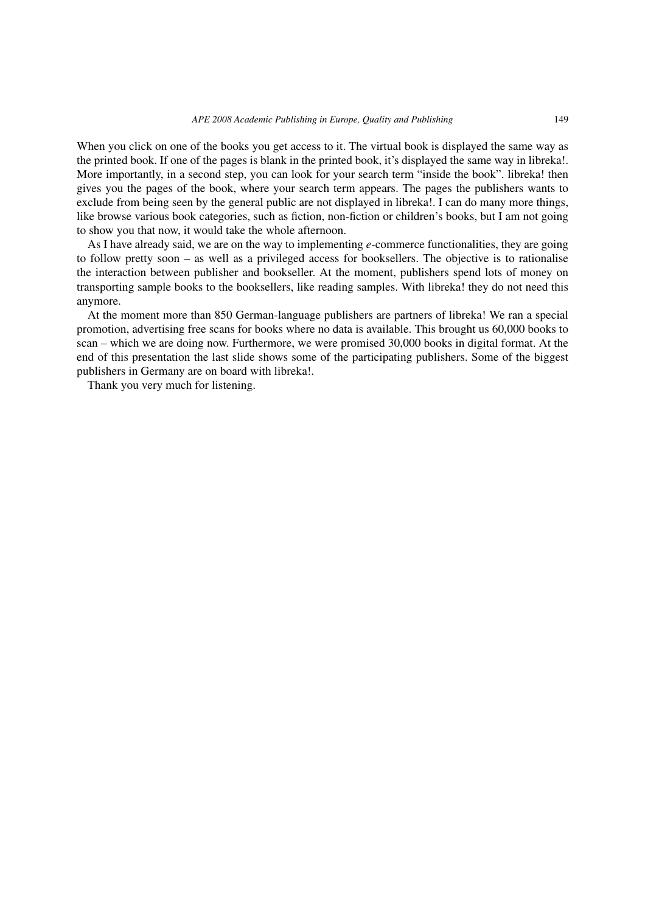When you click on one of the books you get access to it. The virtual book is displayed the same way as the printed book. If one of the pages is blank in the printed book, it's displayed the same way in libreka!. More importantly, in a second step, you can look for your search term "inside the book". libreka! then gives you the pages of the book, where your search term appears. The pages the publishers wants to exclude from being seen by the general public are not displayed in libreka!. I can do many more things, like browse various book categories, such as fiction, non-fiction or children's books, but I am not going to show you that now, it would take the whole afternoon.

As I have already said, we are on the way to implementing *e*-commerce functionalities, they are going to follow pretty soon – as well as a privileged access for booksellers. The objective is to rationalise the interaction between publisher and bookseller. At the moment, publishers spend lots of money on transporting sample books to the booksellers, like reading samples. With libreka! they do not need this anymore.

At the moment more than 850 German-language publishers are partners of libreka! We ran a special promotion, advertising free scans for books where no data is available. This brought us 60,000 books to scan – which we are doing now. Furthermore, we were promised 30,000 books in digital format. At the end of this presentation the last slide shows some of the participating publishers. Some of the biggest publishers in Germany are on board with libreka!.

Thank you very much for listening.